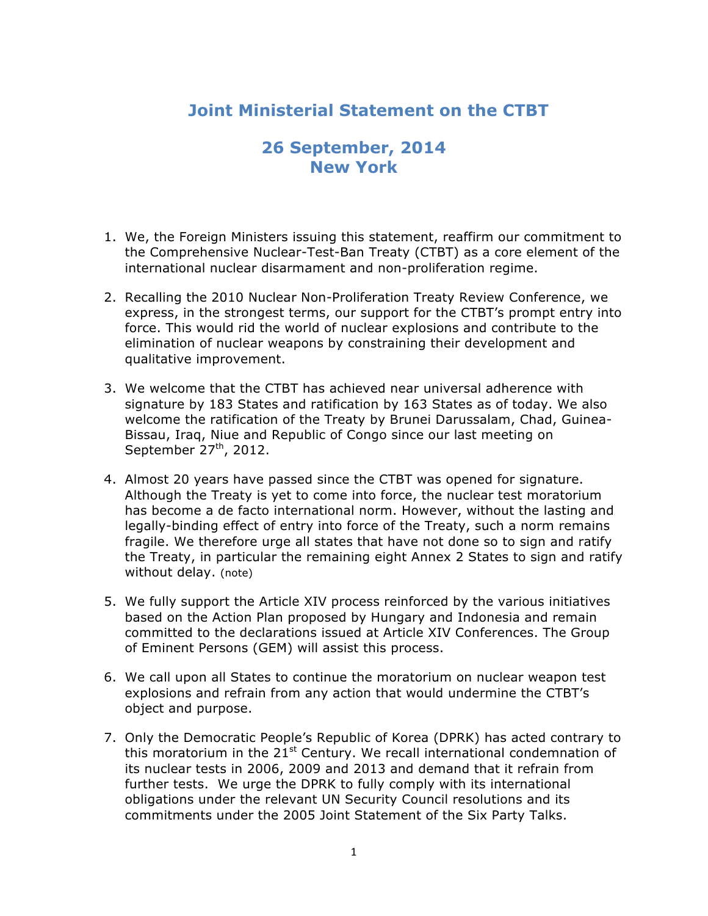# Joint Ministerial Statement on the CTBT

## 26 September, 2014
## New York

1. We, the Foreign Ministers issuing this statement, reaffirm our commitment to the Comprehensive Nuclear-Test-Ban Treaty (CTBT) as a core element of the international nuclear disarmament and non-proliferation regime.

2. Recalling the 2010 Nuclear Non-Proliferation Treaty Review Conference, we express, in the strongest terms, our support for the CTBT's prompt entry into force. This would rid the world of nuclear explosions and contribute to the elimination of nuclear weapons by constraining their development and qualitative improvement.

3. We welcome that the CTBT has achieved near universal adherence with signature by 183 States and ratification by 163 States as of today. We also welcome the ratification of the Treaty by Brunei Darussalam, Chad, Guinea-Bissau, Iraq, Niue and Republic of Congo since our last meeting on September 27th, 2012.

4. Almost 20 years have passed since the CTBT was opened for signature. Although the Treaty is yet to come into force, the nuclear test moratorium has become a de facto international norm. However, without the lasting and legally-binding effect of entry into force of the Treaty, such a norm remains fragile. We therefore urge all states that have not done so to sign and ratify the Treaty, in particular the remaining eight Annex 2 States to sign and ratify without delay. (note)

5. We fully support the Article XIV process reinforced by the various initiatives based on the Action Plan proposed by Hungary and Indonesia and remain committed to the declarations issued at Article XIV Conferences. The Group of Eminent Persons (GEM) will assist this process.

6. We call upon all States to continue the moratorium on nuclear weapon test explosions and refrain from any action that would undermine the CTBT's object and purpose.

7. Only the Democratic People's Republic of Korea (DPRK) has acted contrary to this moratorium in the 21st Century. We recall international condemnation of its nuclear tests in 2006, 2009 and 2013 and demand that it refrain from further tests. We urge the DPRK to fully comply with its international obligations under the relevant UN Security Council resolutions and its commitments under the 2005 Joint Statement of the Six Party Talks.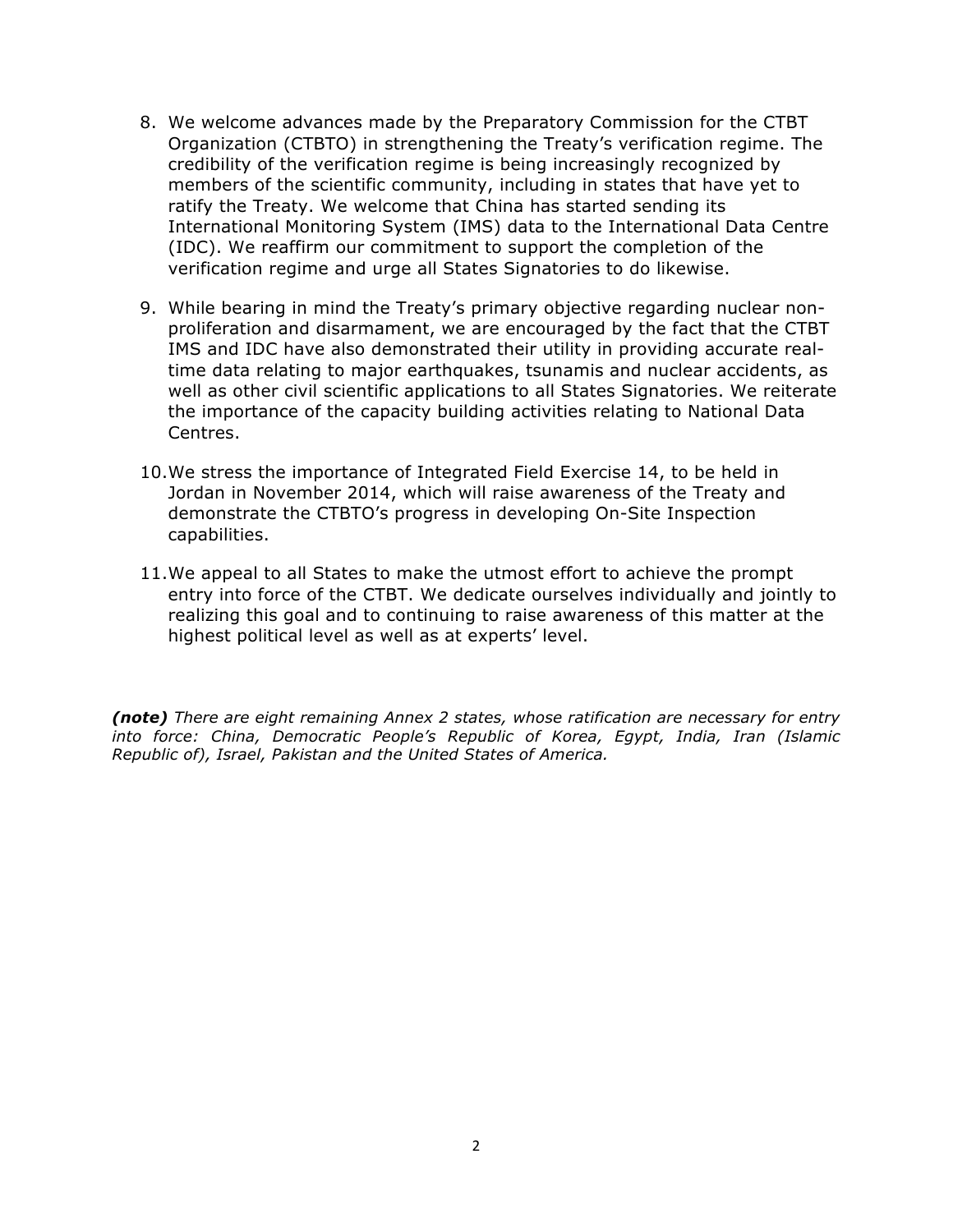8. We welcome advances made by the Preparatory Commission for the CTBT Organization (CTBTO) in strengthening the Treaty's verification regime. The credibility of the verification regime is being increasingly recognized by members of the scientific community, including in states that have yet to ratify the Treaty. We welcome that China has started sending its International Monitoring System (IMS) data to the International Data Centre (IDC). We reaffirm our commitment to support the completion of the verification regime and urge all States Signatories to do likewise.

9. While bearing in mind the Treaty's primary objective regarding nuclear non-proliferation and disarmament, we are encouraged by the fact that the CTBT IMS and IDC have also demonstrated their utility in providing accurate real-time data relating to major earthquakes, tsunamis and nuclear accidents, as well as other civil scientific applications to all States Signatories. We reiterate the importance of the capacity building activities relating to National Data Centres.

10. We stress the importance of Integrated Field Exercise 14, to be held in Jordan in November 2014, which will raise awareness of the Treaty and demonstrate the CTBTO's progress in developing On-Site Inspection capabilities.

11. We appeal to all States to make the utmost effort to achieve the prompt entry into force of the CTBT. We dedicate ourselves individually and jointly to realizing this goal and to continuing to raise awareness of this matter at the highest political level as well as at experts' level.

***(note)*** *There are eight remaining Annex 2 states, whose ratification are necessary for entry into force: China, Democratic People's Republic of Korea, Egypt, India, Iran (Islamic Republic of), Israel, Pakistan and the United States of America.*